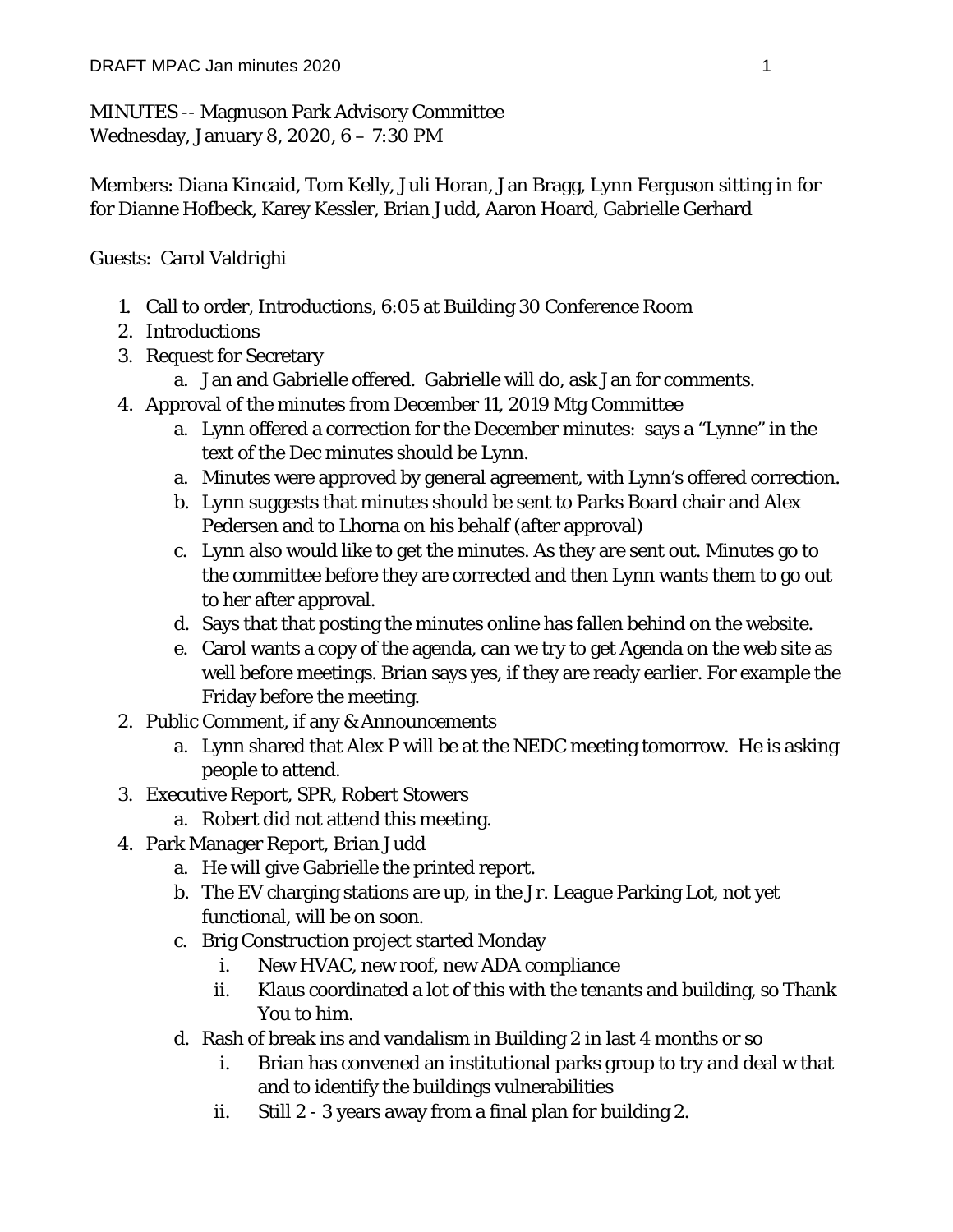MINUTES -- Magnuson Park Advisory Committee
Wednesday, January 8, 2020, 6 – 7:30 PM

Members: Diana Kincaid, Tom Kelly, Juli Horan, Jan Bragg, Lynn Ferguson sitting in for for Dianne Hofbeck, Karey Kessler, Brian Judd, Aaron Hoard, Gabrielle Gerhard

Guests: Carol Valdrighi

1. Call to order, Introductions, 6:05 at Building 30 Conference Room
2. Introductions
3. Request for Secretary
   a. Jan and Gabrielle offered. Gabrielle will do, ask Jan for comments.
4. Approval of the minutes from December 11, 2019 Mtg Committee
   a. Lynn offered a correction for the December minutes: says a "Lynne" in the text of the Dec minutes should be Lynn.
   a. Minutes were approved by general agreement, with Lynn's offered correction.
   b. Lynn suggests that minutes should be sent to Parks Board chair and Alex Pedersen and to Lhorna on his behalf (after approval)
   c. Lynn also would like to get the minutes. As they are sent out. Minutes go to the committee before they are corrected and then Lynn wants them to go out to her after approval.
   d. Says that that posting the minutes online has fallen behind on the website.
   e. Carol wants a copy of the agenda, can we try to get Agenda on the web site as well before meetings. Brian says yes, if they are ready earlier. For example the Friday before the meeting.
2. Public Comment, if any & Announcements
   a. Lynn shared that Alex P will be at the NEDC meeting tomorrow. He is asking people to attend.
3. Executive Report, SPR, Robert Stowers
   a. Robert did not attend this meeting.
4. Park Manager Report, Brian Judd
   a. He will give Gabrielle the printed report.
   b. The EV charging stations are up, in the Jr. League Parking Lot, not yet functional, will be on soon.
   c. Brig Construction project started Monday
      i. New HVAC, new roof, new ADA compliance
      ii. Klaus coordinated a lot of this with the tenants and building, so Thank You to him.
   d. Rash of break ins and vandalism in Building 2 in last 4 months or so
      i. Brian has convened an institutional parks group to try and deal w that and to identify the buildings vulnerabilities
      ii. Still 2 - 3 years away from a final plan for building 2.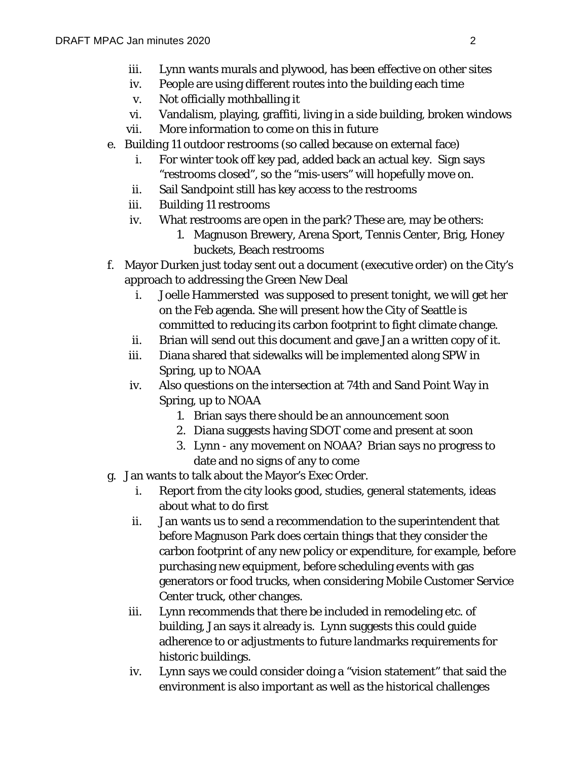- iii. Lynn wants murals and plywood, has been effective on other sites
- iv. People are using different routes into the building each time
- v. Not officially mothballing it
- vi. Vandalism, playing, graffiti, living in a side building, broken windows
- vii. More information to come on this in future

e. Building 11 outdoor restrooms (so called because on external face)

- i. For winter took off key pad, added back an actual key. Sign says "restrooms closed", so the "mis-users" will hopefully move on.
- ii. Sail Sandpoint still has key access to the restrooms
- iii. Building 11 restrooms
- iv. What restrooms are open in the park? These are, may be others:
  1. Magnuson Brewery, Arena Sport, Tennis Center, Brig, Honey buckets, Beach restrooms

f. Mayor Durken just today sent out a document (executive order) on the City's approach to addressing the Green New Deal

- i. Joelle Hammersted was supposed to present tonight, we will get her on the Feb agenda. She will present how the City of Seattle is committed to reducing its carbon footprint to fight climate change.
- ii. Brian will send out this document and gave Jan a written copy of it.
- iii. Diana shared that sidewalks will be implemented along SPW in Spring, up to NOAA
- iv. Also questions on the intersection at 74th and Sand Point Way in Spring, up to NOAA
  1. Brian says there should be an announcement soon
  2. Diana suggests having SDOT come and present at soon
  3. Lynn - any movement on NOAA? Brian says no progress to date and no signs of any to come

g. Jan wants to talk about the Mayor's Exec Order.

- i. Report from the city looks good, studies, general statements, ideas about what to do first
- ii. Jan wants us to send a recommendation to the superintendent that before Magnuson Park does certain things that they consider the carbon footprint of any new policy or expenditure, for example, before purchasing new equipment, before scheduling events with gas generators or food trucks, when considering Mobile Customer Service Center truck, other changes.
- iii. Lynn recommends that there be included in remodeling etc. of building, Jan says it already is. Lynn suggests this could guide adherence to or adjustments to future landmarks requirements for historic buildings.
- iv. Lynn says we could consider doing a "vision statement" that said the environment is also important as well as the historical challenges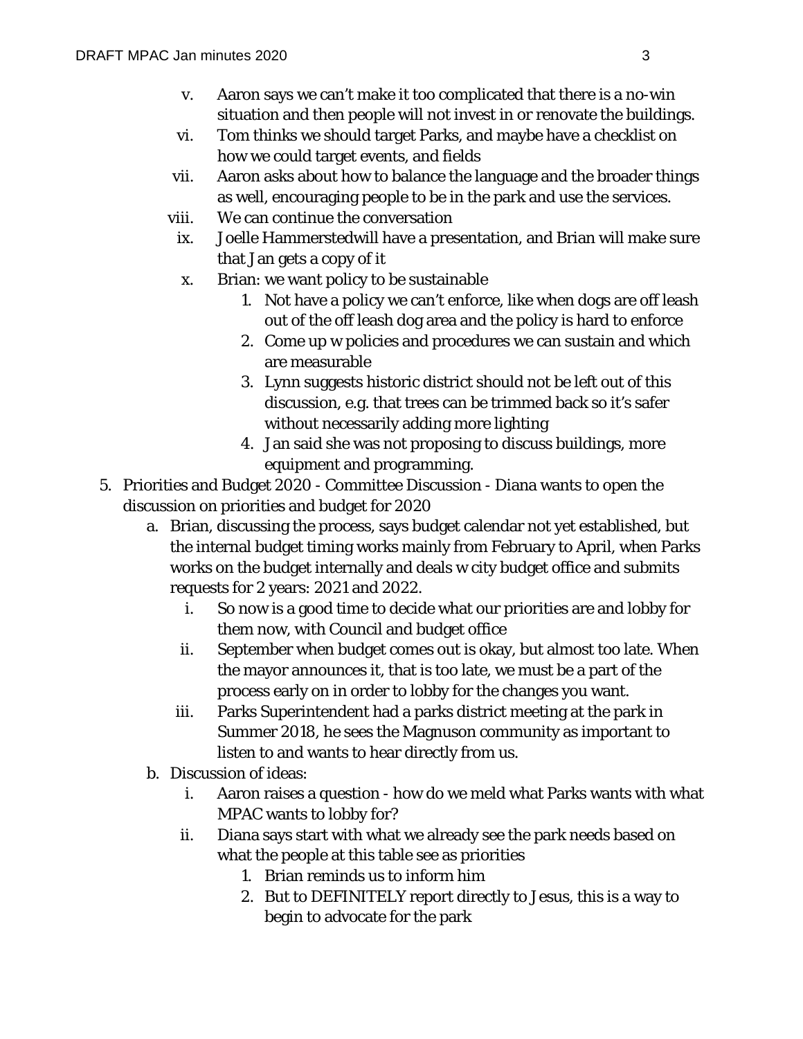v. Aaron says we can't make it too complicated that there is a no-win situation and then people will not invest in or renovate the buildings.

vi. Tom thinks we should target Parks, and maybe have a checklist on how we could target events, and fields

vii. Aaron asks about how to balance the language and the broader things as well, encouraging people to be in the park and use the services.

viii. We can continue the conversation

ix. Joelle Hammerstedwill have a presentation, and Brian will make sure that Jan gets a copy of it

x. Brian: we want policy to be sustainable

1. Not have a policy we can't enforce, like when dogs are off leash out of the off leash dog area and the policy is hard to enforce
2. Come up w policies and procedures we can sustain and which are measurable
3. Lynn suggests historic district should not be left out of this discussion, e.g. that trees can be trimmed back so it's safer without necessarily adding more lighting
4. Jan said she was not proposing to discuss buildings, more equipment and programming.

5. Priorities and Budget 2020 - Committee Discussion - Diana wants to open the discussion on priorities and budget for 2020

a. Brian, discussing the process, says budget calendar not yet established, but the internal budget timing works mainly from February to April, when Parks works on the budget internally and deals w city budget office and submits requests for 2 years: 2021 and 2022.

i. So now is a good time to decide what our priorities are and lobby for them now, with Council and budget office

ii. September when budget comes out is okay, but almost too late. When the mayor announces it, that is too late, we must be a part of the process early on in order to lobby for the changes you want.

iii. Parks Superintendent had a parks district meeting at the park in Summer 2018, he sees the Magnuson community as important to listen to and wants to hear directly from us.

b. Discussion of ideas:

i. Aaron raises a question - how do we meld what Parks wants with what MPAC wants to lobby for?

ii. Diana says start with what we already see the park needs based on what the people at this table see as priorities

1. Brian reminds us to inform him
2. But to DEFINITELY report directly to Jesus, this is a way to begin to advocate for the park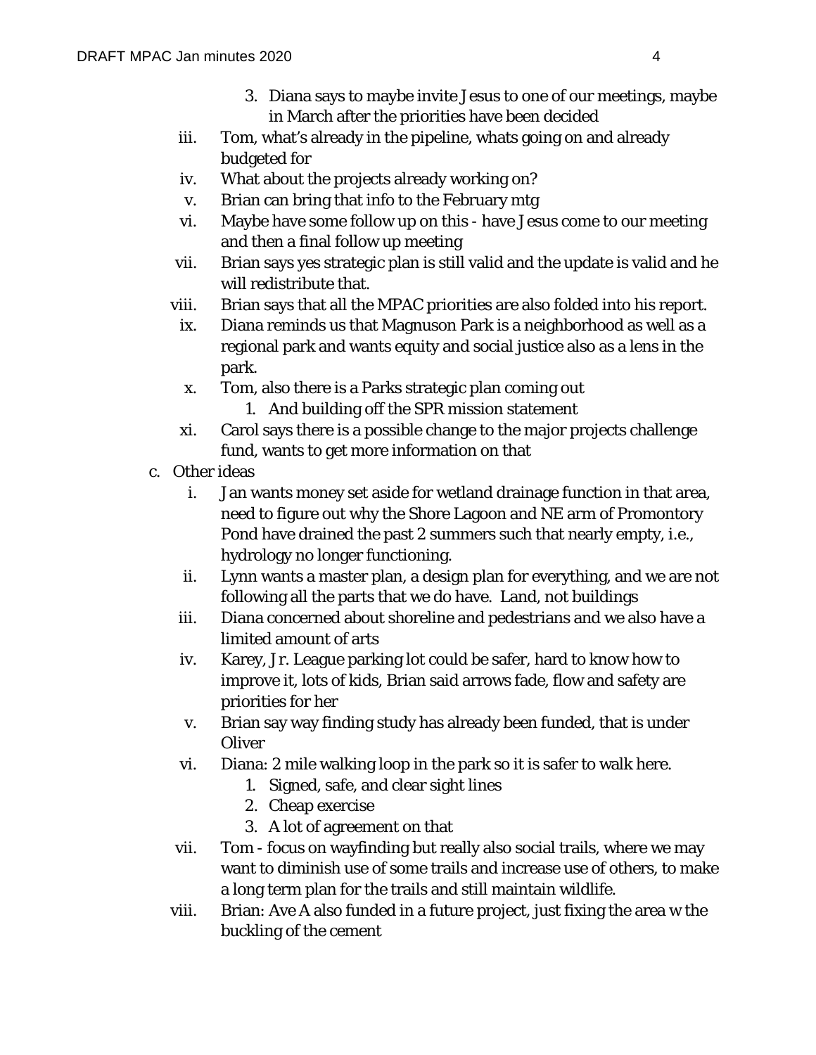3. Diana says to maybe invite Jesus to one of our meetings, maybe in March after the priorities have been decided

iii. Tom, what's already in the pipeline, whats going on and already budgeted for

iv. What about the projects already working on?

v. Brian can bring that info to the February mtg

vi. Maybe have some follow up on this - have Jesus come to our meeting and then a final follow up meeting

vii. Brian says yes strategic plan is still valid and the update is valid and he will redistribute that.

viii. Brian says that all the MPAC priorities are also folded into his report.

ix. Diana reminds us that Magnuson Park is a neighborhood as well as a regional park and wants equity and social justice also as a lens in the park.

x. Tom, also there is a Parks strategic plan coming out
   1. And building off the SPR mission statement

xi. Carol says there is a possible change to the major projects challenge fund, wants to get more information on that

c. Other ideas

i. Jan wants money set aside for wetland drainage function in that area, need to figure out why the Shore Lagoon and NE arm of Promontory Pond have drained the past 2 summers such that nearly empty, i.e., hydrology no longer functioning.

ii. Lynn wants a master plan, a design plan for everything, and we are not following all the parts that we do have. Land, not buildings

iii. Diana concerned about shoreline and pedestrians and we also have a limited amount of arts

iv. Karey, Jr. League parking lot could be safer, hard to know how to improve it, lots of kids, Brian said arrows fade, flow and safety are priorities for her

v. Brian say way finding study has already been funded, that is under Oliver

vi. Diana: 2 mile walking loop in the park so it is safer to walk here.
   1. Signed, safe, and clear sight lines
   2. Cheap exercise
   3. A lot of agreement on that

vii. Tom - focus on wayfinding but really also social trails, where we may want to diminish use of some trails and increase use of others, to make a long term plan for the trails and still maintain wildlife.

viii. Brian: Ave A also funded in a future project, just fixing the area w the buckling of the cement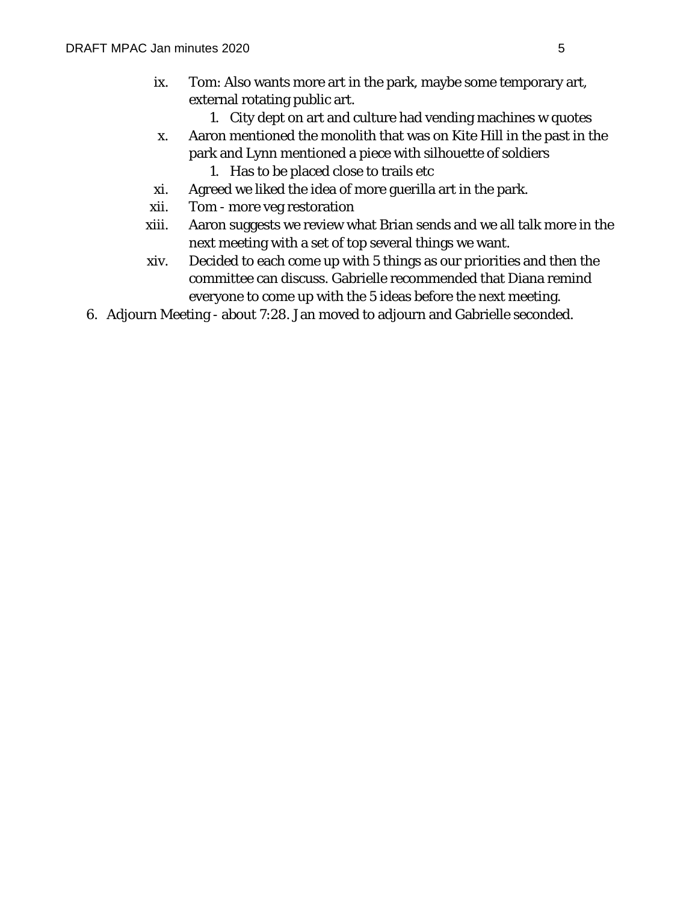ix. Tom: Also wants more art in the park, maybe some temporary art, external rotating public art.
    1. City dept on art and culture had vending machines w quotes
x. Aaron mentioned the monolith that was on Kite Hill in the past in the park and Lynn mentioned a piece with silhouette of soldiers
    1. Has to be placed close to trails etc
xi. Agreed we liked the idea of more guerilla art in the park.
xii. Tom - more veg restoration
xiii. Aaron suggests we review what Brian sends and we all talk more in the next meeting with a set of top several things we want.
xiv. Decided to each come up with 5 things as our priorities and then the committee can discuss. Gabrielle recommended that Diana remind everyone to come up with the 5 ideas before the next meeting.

6. Adjourn Meeting - about 7:28. Jan moved to adjourn and Gabrielle seconded.